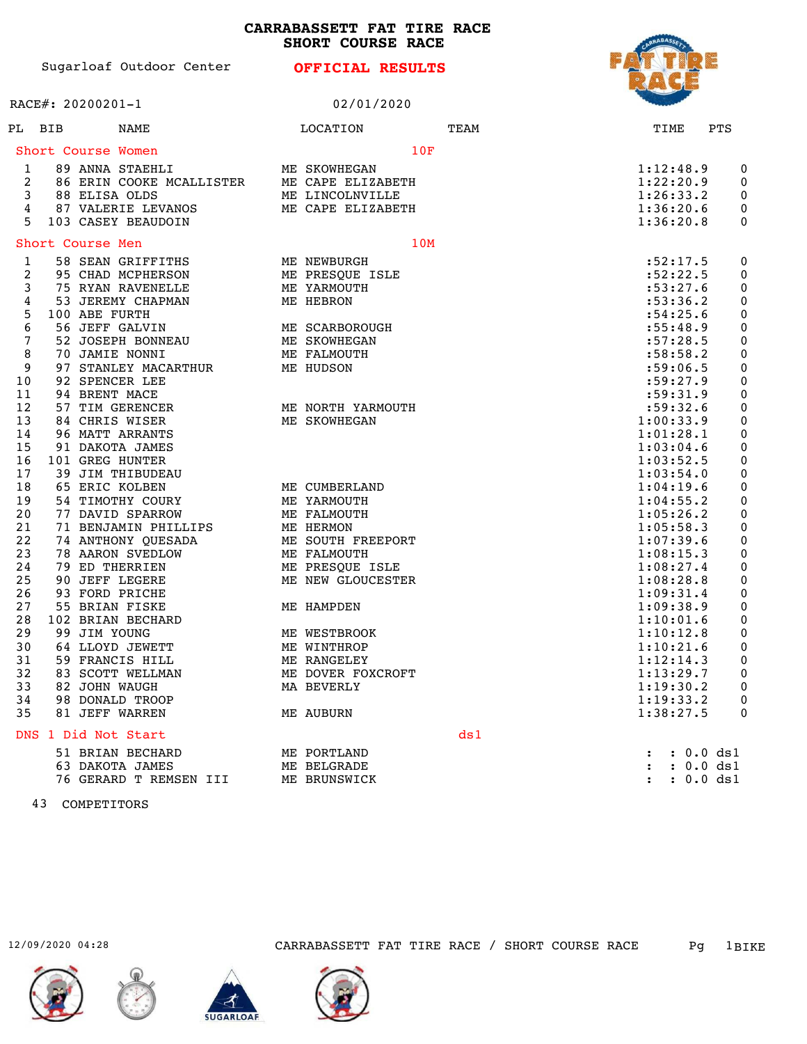# CARRABASSETT FAT TIRE RACE
## SHORT COURSE RACE

Sugarloaf Outdoor Center

**OFFICIAL RESULTS**

RACE#: 20200201-1 02/01/2020

| PL | BIB | NAME | LOCATION | TEAM | TIME | PTS |
|---|---|---|---|---|---|---|
| **Short Course Women** | | | | 10F | | |
| 1 | 89 | ANNA STAEHLI | ME SKOWHEGAN | | 1:12:48.9 | 0 |
| 2 | 86 | ERIN COOKE MCALLISTER | ME CAPE ELIZABETH | | 1:22:20.9 | 0 |
| 3 | 88 | ELISA OLDS | ME LINCOLNVILLE | | 1:26:33.2 | 0 |
| 4 | 87 | VALERIE LEVANOS | ME CAPE ELIZABETH | | 1:36:20.6 | 0 |
| 5 | 103 | CASEY BEAUDOIN | | | 1:36:20.8 | 0 |
| **Short Course Men** | | | | 10M | | |
| 1 | 58 | SEAN GRIFFITHS | ME NEWBURGH | | :52:17.5 | 0 |
| 2 | 95 | CHAD MCPHERSON | ME PRESQUE ISLE | | :52:22.5 | 0 |
| 3 | 75 | RYAN RAVENELLE | ME YARMOUTH | | :53:27.6 | 0 |
| 4 | 53 | JEREMY CHAPMAN | ME HEBRON | | :53:36.2 | 0 |
| 5 | 100 | ABE FURTH | | | :54:25.6 | 0 |
| 6 | 56 | JEFF GALVIN | ME SCARBOROUGH | | :55:48.9 | 0 |
| 7 | 52 | JOSEPH BONNEAU | ME SKOWHEGAN | | :57:28.5 | 0 |
| 8 | 70 | JAMIE NONNI | ME FALMOUTH | | :58:58.2 | 0 |
| 9 | 97 | STANLEY MACARTHUR | ME HUDSON | | :59:06.5 | 0 |
| 10 | 92 | SPENCER LEE | | | :59:27.9 | 0 |
| 11 | 94 | BRENT MACE | | | :59:31.9 | 0 |
| 12 | 57 | TIM GERENCER | ME NORTH YARMOUTH | | :59:32.6 | 0 |
| 13 | 84 | CHRIS WISER | ME SKOWHEGAN | | 1:00:33.9 | 0 |
| 14 | 96 | MATT ARRANTS | | | 1:01:28.1 | 0 |
| 15 | 91 | DAKOTA JAMES | | | 1:03:04.6 | 0 |
| 16 | 101 | GREG HUNTER | | | 1:03:52.5 | 0 |
| 17 | 39 | JIM THIBUDEAU | | | 1:03:54.0 | 0 |
| 18 | 65 | ERIC KOLBEN | ME CUMBERLAND | | 1:04:19.6 | 0 |
| 19 | 54 | TIMOTHY COURY | ME YARMOUTH | | 1:04:55.2 | 0 |
| 20 | 77 | DAVID SPARROW | ME FALMOUTH | | 1:05:26.2 | 0 |
| 21 | 71 | BENJAMIN PHILLIPS | ME HERMON | | 1:05:58.3 | 0 |
| 22 | 74 | ANTHONY QUESADA | ME SOUTH FREEPORT | | 1:07:39.6 | 0 |
| 23 | 78 | AARON SVEDLOW | ME FALMOUTH | | 1:08:15.3 | 0 |
| 24 | 79 | ED THERRIEN | ME PRESQUE ISLE | | 1:08:27.4 | 0 |
| 25 | 90 | JEFF LEGERE | ME NEW GLOUCESTER | | 1:08:28.8 | 0 |
| 26 | 93 | FORD PRICHE | | | 1:09:31.4 | 0 |
| 27 | 55 | BRIAN FISKE | ME HAMPDEN | | 1:09:38.9 | 0 |
| 28 | 102 | BRIAN BECHARD | | | 1:10:01.6 | 0 |
| 29 | 99 | JIM YOUNG | ME WESTBROOK | | 1:10:12.8 | 0 |
| 30 | 64 | LLOYD JEWETT | ME WINTHROP | | 1:10:21.6 | 0 |
| 31 | 59 | FRANCIS HILL | ME RANGELEY | | 1:12:14.3 | 0 |
| 32 | 83 | SCOTT WELLMAN | ME DOVER FOXCROFT | | 1:13:29.7 | 0 |
| 33 | 82 | JOHN WAUGH | MA BEVERLY | | 1:19:30.2 | 0 |
| 34 | 98 | DONALD TROOP | | | 1:19:33.2 | 0 |
| 35 | 81 | JEFF WARREN | ME AUBURN | | 1:38:27.5 | 0 |
| **DNS 1 Did Not Start** | | | | ds1 | | |
| | 51 | BRIAN BECHARD | ME PORTLAND | | : : 0.0 | ds1 |
| | 63 | DAKOTA JAMES | ME BELGRADE | | : : 0.0 | ds1 |
| | 76 | GERARD T REMSEN III | ME BRUNSWICK | | : : 0.0 | ds1 |

43 COMPETITORS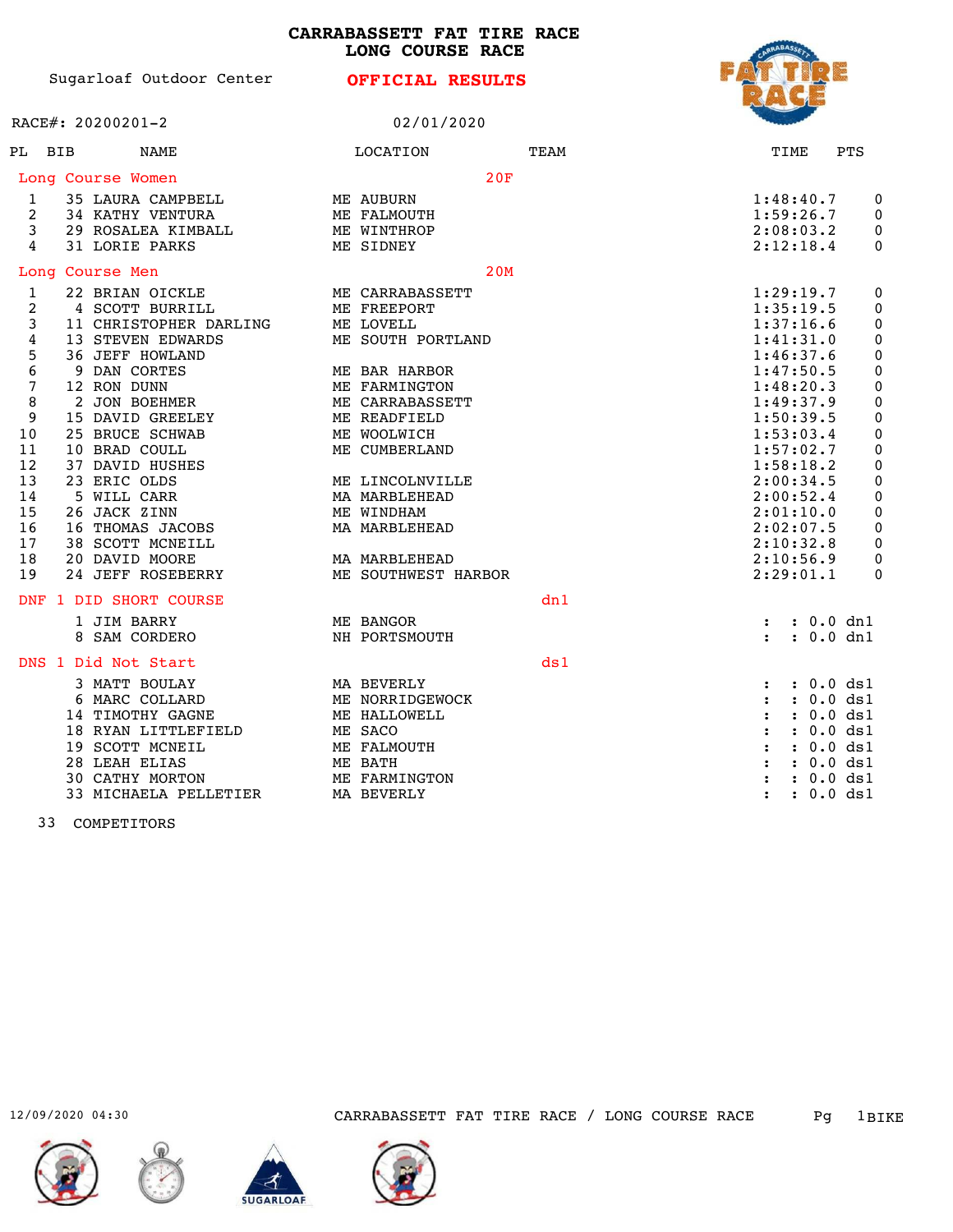# CARRABASSETT FAT TIRE RACE
## LONG COURSE RACE

Sugarloaf Outdoor Center

**OFFICIAL RESULTS**

RACE#: 20200201-2

02/01/2020

| PL | BIB | NAME | LOCATION | TEAM | TIME | PTS |
|---|---|---|---|---|---|---|
| **Long Course Women** | | | 20F | | | |
| 1 | 35 | LAURA CAMPBELL | ME AUBURN | | 1:48:40.7 | 0 |
| 2 | 34 | KATHY VENTURA | ME FALMOUTH | | 1:59:26.7 | 0 |
| 3 | 29 | ROSALEA KIMBALL | ME WINTHROP | | 2:08:03.2 | 0 |
| 4 | 31 | LORIE PARKS | ME SIDNEY | | 2:12:18.4 | 0 |
| **Long Course Men** | | | 20M | | | |
| 1 | 22 | BRIAN OICKLE | ME CARRABASSETT | | 1:29:19.7 | 0 |
| 2 | 4 | SCOTT BURRILL | ME FREEPORT | | 1:35:19.5 | 0 |
| 3 | 11 | CHRISTOPHER DARLING | ME LOVELL | | 1:37:16.6 | 0 |
| 4 | 13 | STEVEN EDWARDS | ME SOUTH PORTLAND | | 1:41:31.0 | 0 |
| 5 | 36 | JEFF HOWLAND | | | 1:46:37.6 | 0 |
| 6 | 9 | DAN CORTES | ME BAR HARBOR | | 1:47:50.5 | 0 |
| 7 | 12 | RON DUNN | ME FARMINGTON | | 1:48:20.3 | 0 |
| 8 | 2 | JON BOEHMER | ME CARRABASSETT | | 1:49:37.9 | 0 |
| 9 | 15 | DAVID GREELEY | ME READFIELD | | 1:50:39.5 | 0 |
| 10 | 25 | BRUCE SCHWAB | ME WOOLWICH | | 1:53:03.4 | 0 |
| 11 | 10 | BRAD COULL | ME CUMBERLAND | | 1:57:02.7 | 0 |
| 12 | 37 | DAVID HUSHES | | | 1:58:18.2 | 0 |
| 13 | 23 | ERIC OLDS | ME LINCOLNVILLE | | 2:00:34.5 | 0 |
| 14 | 5 | WILL CARR | MA MARBLEHEAD | | 2:00:52.4 | 0 |
| 15 | 26 | JACK ZINN | ME WINDHAM | | 2:01:10.0 | 0 |
| 16 | 16 | THOMAS JACOBS | MA MARBLEHEAD | | 2:02:07.5 | 0 |
| 17 | 38 | SCOTT MCNEILL | | | 2:10:32.8 | 0 |
| 18 | 20 | DAVID MOORE | MA MARBLEHEAD | | 2:10:56.9 | 0 |
| 19 | 24 | JEFF ROSEBERRY | ME SOUTHWEST HARBOR | | 2:29:01.1 | 0 |
| **DNF 1 DID SHORT COURSE** | | | | dn1 | | |
| | 1 | JIM BARRY | ME BANGOR | | : : 0.0 | dn1 |
| | 8 | SAM CORDERO | NH PORTSMOUTH | | : : 0.0 | dn1 |
| **DNS 1 Did Not Start** | | | | ds1 | | |
| | 3 | MATT BOULAY | MA BEVERLY | | : : 0.0 | ds1 |
| | 6 | MARC COLLARD | ME NORRIDGEWOCK | | : : 0.0 | ds1 |
| | 14 | TIMOTHY GAGNE | ME HALLOWELL | | : : 0.0 | ds1 |
| | 18 | RYAN LITTLEFIELD | ME SACO | | : : 0.0 | ds1 |
| | 19 | SCOTT MCNEIL | ME FALMOUTH | | : : 0.0 | ds1 |
| | 28 | LEAH ELIAS | ME BATH | | : : 0.0 | ds1 |
| | 30 | CATHY MORTON | ME FARMINGTON | | : : 0.0 | ds1 |
| | 33 | MICHAELA PELLETIER | MA BEVERLY | | : : 0.0 | ds1 |

33 COMPETITORS

12/09/2020 04:30 CARRABASSETT FAT TIRE RACE / LONG COURSE RACE Pg 1BIKE